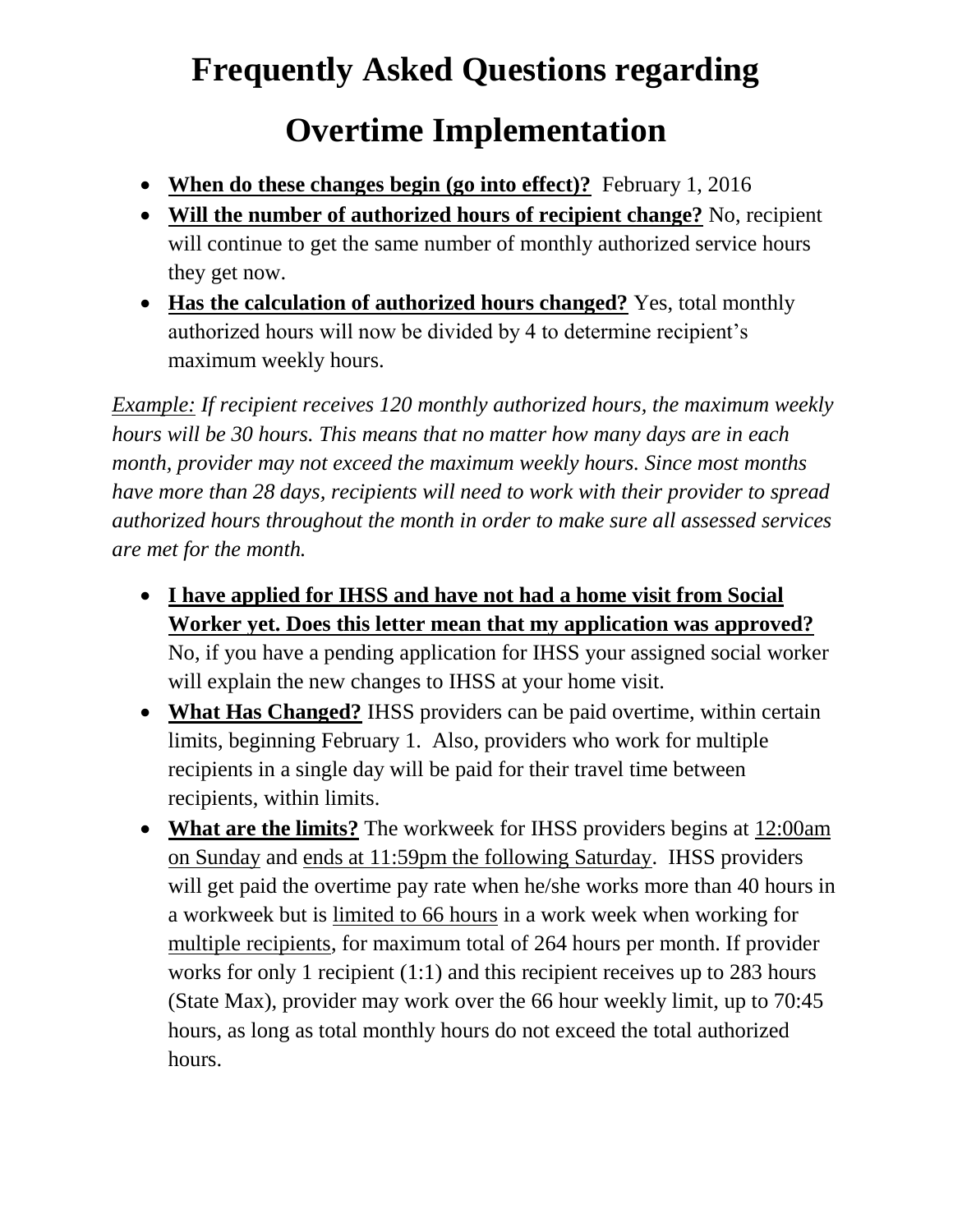# Frequently Asked Questions regarding Overtime Implementation

- **<u>When do these changes begin (go into effect)?</u>** February 1, 2016
- **<u>Will the number of authorized hours of recipient change?</u>** No, recipient will continue to get the same number of monthly authorized service hours they get now.
- **<u>Has the calculation of authorized hours changed?</u>** Yes, total monthly authorized hours will now be divided by 4 to determine recipient's maximum weekly hours.

*<u>Example:</u> If recipient receives 120 monthly authorized hours, the maximum weekly hours will be 30 hours. This means that no matter how many days are in each month, provider may not exceed the maximum weekly hours. Since most months have more than 28 days, recipients will need to work with their provider to spread authorized hours throughout the month in order to make sure all assessed services are met for the month.*

- **<u>I have applied for IHSS and have not had a home visit from Social Worker yet. Does this letter mean that my application was approved?</u>** No, if you have a pending application for IHSS your assigned social worker will explain the new changes to IHSS at your home visit.
- **<u>What Has Changed?</u>** IHSS providers can be paid overtime, within certain limits, beginning February 1. Also, providers who work for multiple recipients in a single day will be paid for their travel time between recipients, within limits.
- **<u>What are the limits?</u>** The workweek for IHSS providers begins at <u>12:00am on Sunday</u> and <u>ends at 11:59pm the following Saturday</u>. IHSS providers will get paid the overtime pay rate when he/she works more than 40 hours in a workweek but is <u>limited to 66 hours</u> in a work week when working for <u>multiple recipients</u>, for maximum total of 264 hours per month. If provider works for only 1 recipient (1:1) and this recipient receives up to 283 hours (State Max), provider may work over the 66 hour weekly limit, up to 70:45 hours, as long as total monthly hours do not exceed the total authorized hours.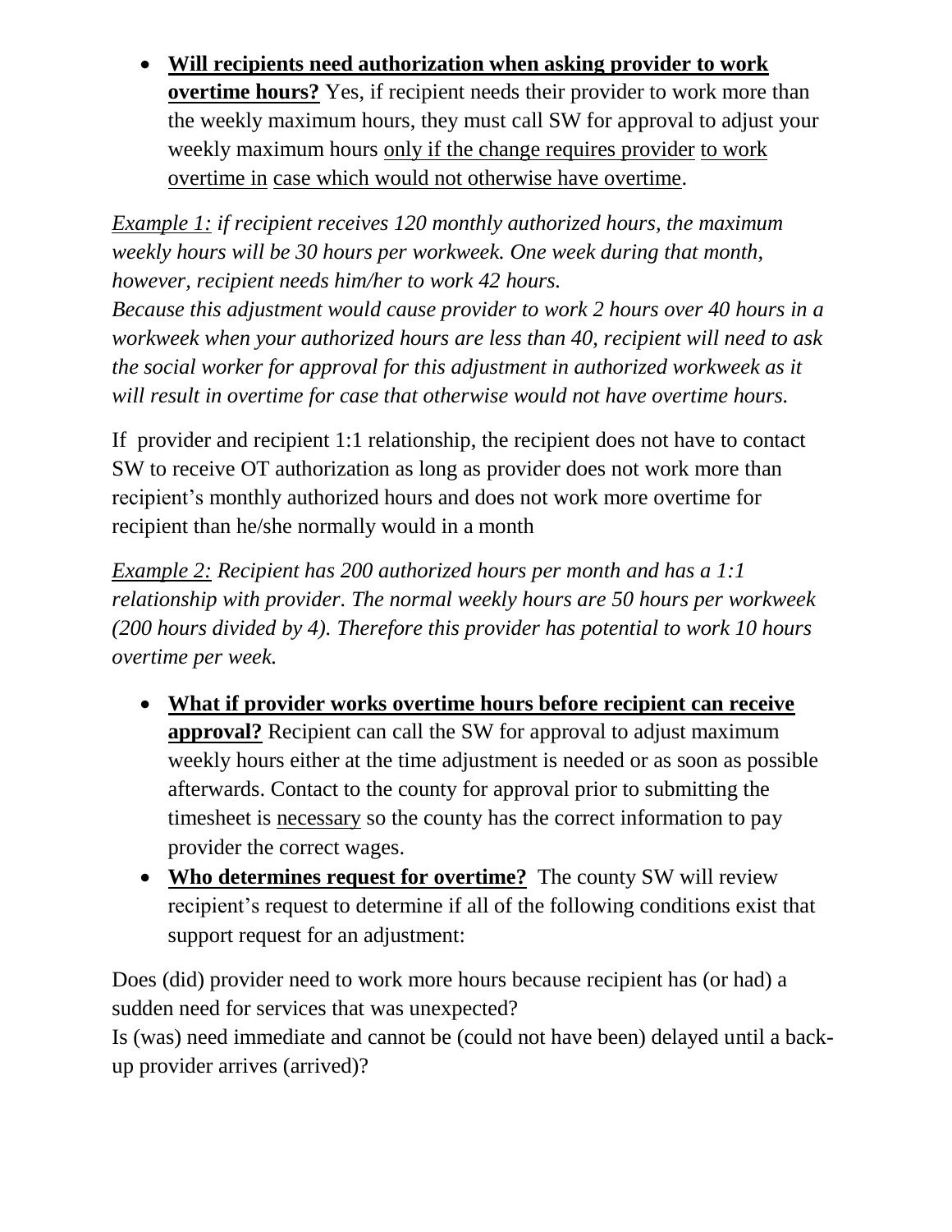- **<u>Will recipients need authorization when asking provider to work overtime hours?</u>** Yes, if recipient needs their provider to work more than the weekly maximum hours, they must call SW for approval to adjust your weekly maximum hours <u>only if the change requires provider</u> <u>to work overtime in</u> <u>case which would not otherwise have overtime</u>.

*<u>Example 1:</u> if recipient receives 120 monthly authorized hours, the maximum weekly hours will be 30 hours per workweek. One week during that month, however, recipient needs him/her to work 42 hours.*
*Because this adjustment would cause provider to work 2 hours over 40 hours in a workweek when your authorized hours are less than 40, recipient will need to ask the social worker for approval for this adjustment in authorized workweek as it will result in overtime for case that otherwise would not have overtime hours.*

If provider and recipient 1:1 relationship, the recipient does not have to contact SW to receive OT authorization as long as provider does not work more than recipient's monthly authorized hours and does not work more overtime for recipient than he/she normally would in a month

*<u>Example 2:</u> Recipient has 200 authorized hours per month and has a 1:1 relationship with provider. The normal weekly hours are 50 hours per workweek (200 hours divided by 4). Therefore this provider has potential to work 10 hours overtime per week.*

- **<u>What if provider works overtime hours before recipient can receive approval?</u>** Recipient can call the SW for approval to adjust maximum weekly hours either at the time adjustment is needed or as soon as possible afterwards. Contact to the county for approval prior to submitting the timesheet is <u>necessary</u> so the county has the correct information to pay provider the correct wages.
- **<u>Who determines request for overtime?</u>** The county SW will review recipient's request to determine if all of the following conditions exist that support request for an adjustment:

Does (did) provider need to work more hours because recipient has (or had) a sudden need for services that was unexpected?
Is (was) need immediate and cannot be (could not have been) delayed until a back-up provider arrives (arrived)?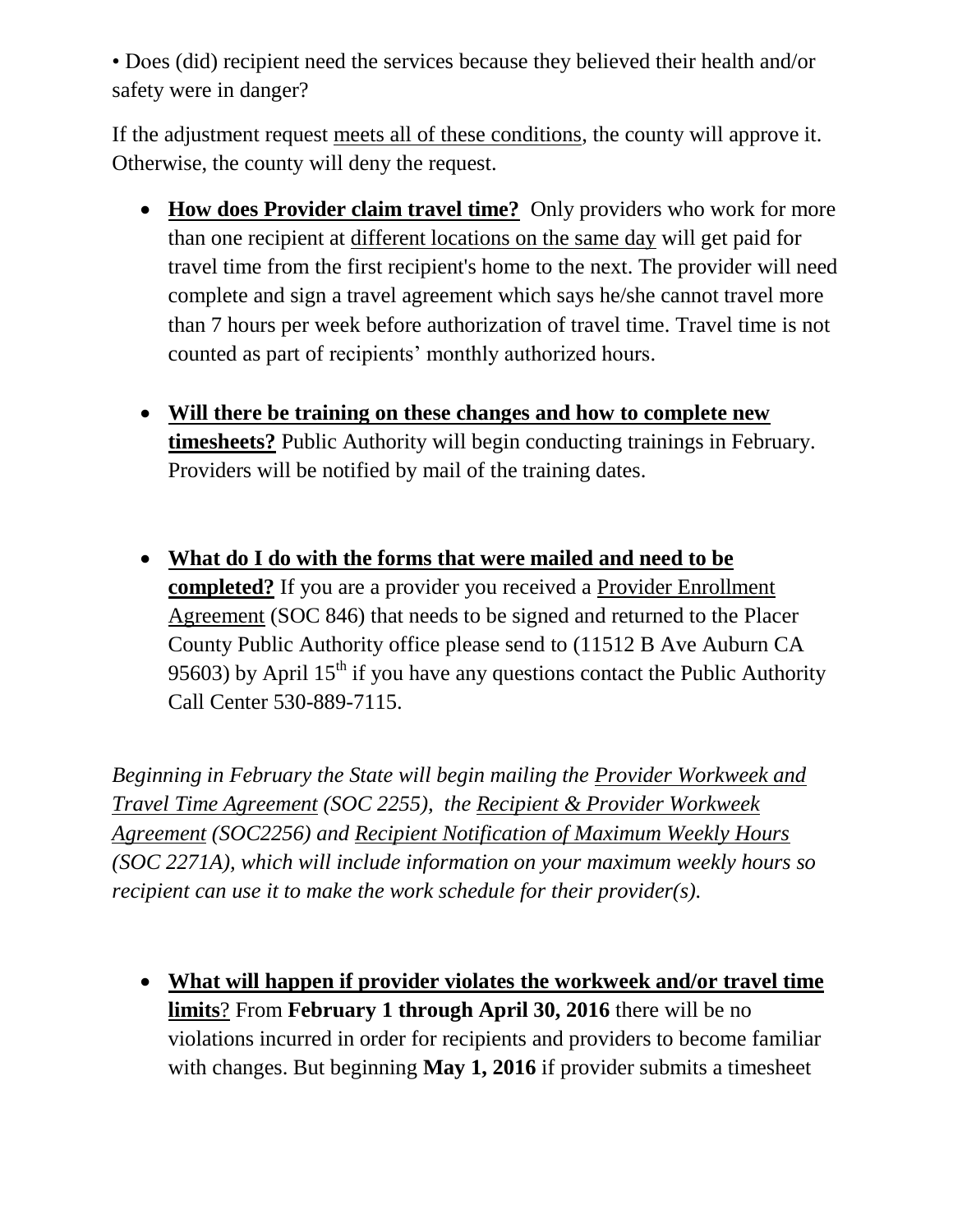• Does (did) recipient need the services because they believed their health and/or safety were in danger?

If the adjustment request meets all of these conditions, the county will approve it. Otherwise, the county will deny the request.

- **How does Provider claim travel time?** Only providers who work for more than one recipient at different locations on the same day will get paid for travel time from the first recipient's home to the next. The provider will need complete and sign a travel agreement which says he/she cannot travel more than 7 hours per week before authorization of travel time. Travel time is not counted as part of recipients' monthly authorized hours.

- **Will there be training on these changes and how to complete new timesheets?** Public Authority will begin conducting trainings in February. Providers will be notified by mail of the training dates.

- **What do I do with the forms that were mailed and need to be completed?** If you are a provider you received a Provider Enrollment Agreement (SOC 846) that needs to be signed and returned to the Placer County Public Authority office please send to (11512 B Ave Auburn CA 95603) by April 15th if you have any questions contact the Public Authority Call Center 530-889-7115.

*Beginning in February the State will begin mailing the Provider Workweek and Travel Time Agreement (SOC 2255), the Recipient & Provider Workweek Agreement (SOC2256) and Recipient Notification of Maximum Weekly Hours (SOC 2271A), which will include information on your maximum weekly hours so recipient can use it to make the work schedule for their provider(s).*

- **What will happen if provider violates the workweek and/or travel time limits**? From **February 1 through April 30, 2016** there will be no violations incurred in order for recipients and providers to become familiar with changes. But beginning **May 1, 2016** if provider submits a timesheet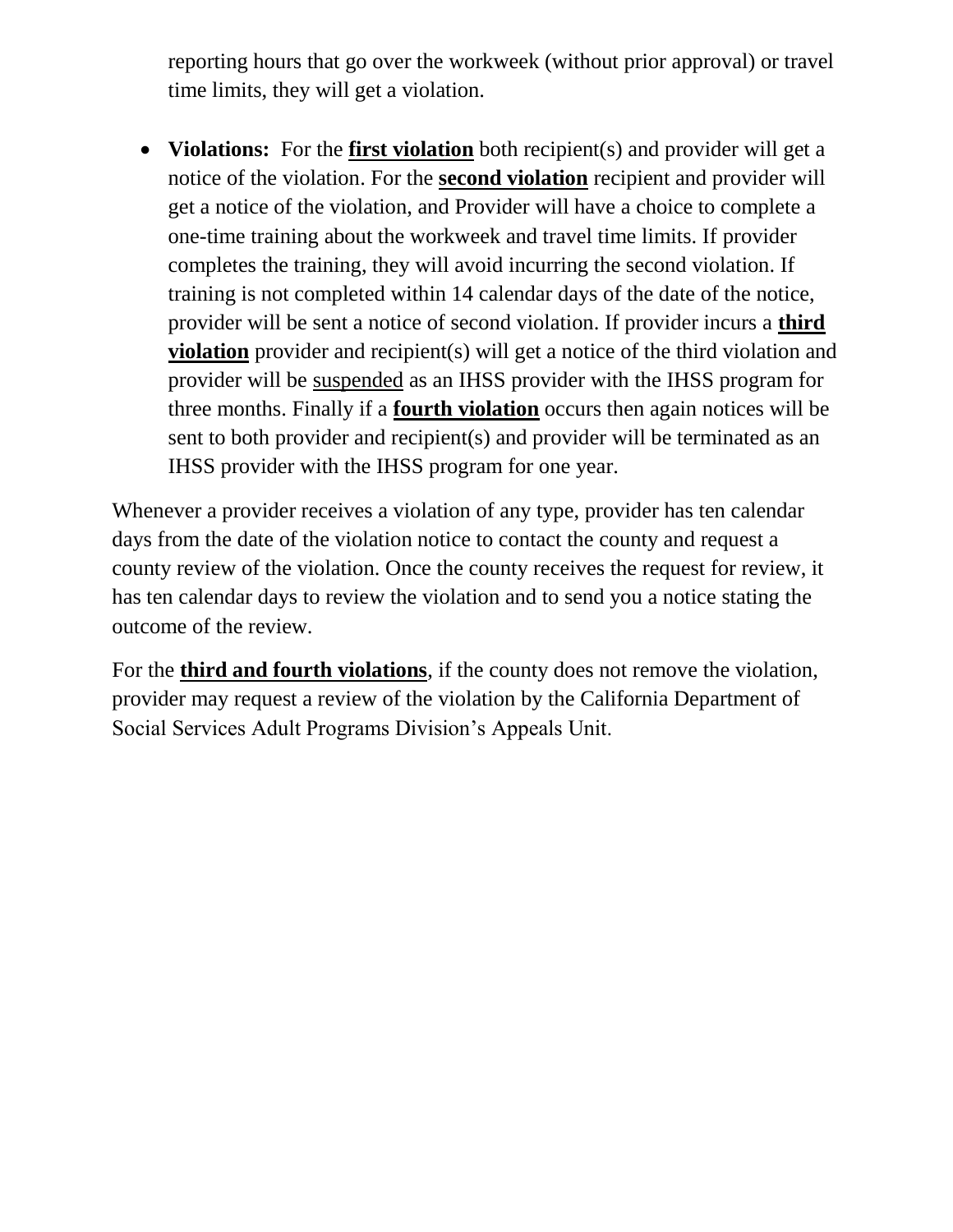reporting hours that go over the workweek (without prior approval) or travel time limits, they will get a violation.

- **Violations:** For the **first violation** both recipient(s) and provider will get a notice of the violation. For the **second violation** recipient and provider will get a notice of the violation, and Provider will have a choice to complete a one-time training about the workweek and travel time limits. If provider completes the training, they will avoid incurring the second violation. If training is not completed within 14 calendar days of the date of the notice, provider will be sent a notice of second violation. If provider incurs a **third violation** provider and recipient(s) will get a notice of the third violation and provider will be suspended as an IHSS provider with the IHSS program for three months. Finally if a **fourth violation** occurs then again notices will be sent to both provider and recipient(s) and provider will be terminated as an IHSS provider with the IHSS program for one year.

Whenever a provider receives a violation of any type, provider has ten calendar days from the date of the violation notice to contact the county and request a county review of the violation. Once the county receives the request for review, it has ten calendar days to review the violation and to send you a notice stating the outcome of the review.

For the **third and fourth violations**, if the county does not remove the violation, provider may request a review of the violation by the California Department of Social Services Adult Programs Division's Appeals Unit.